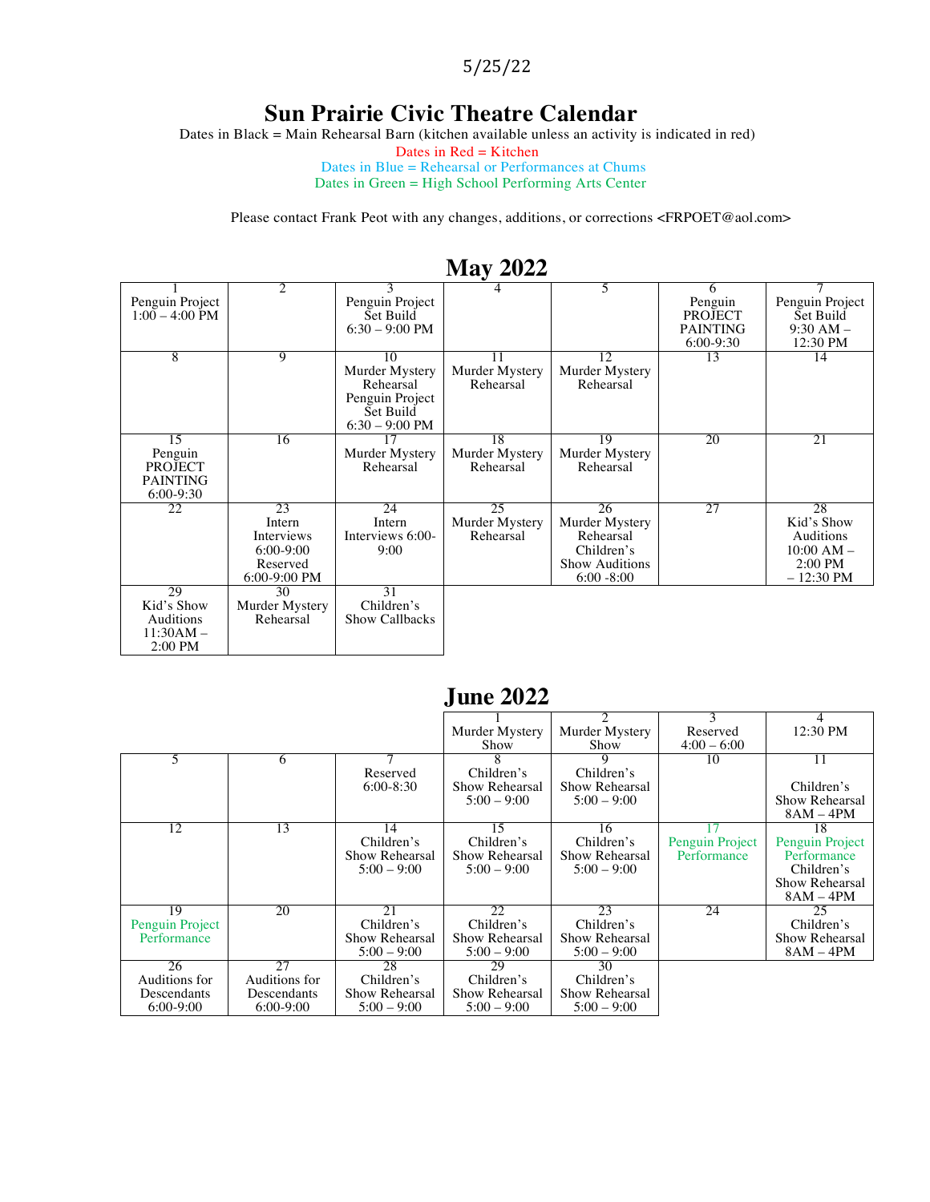5/25/22

# Sun Prairie Civic Theatre Calendar

Dates in Black = Main Rehearsal Barn (kitchen available unless an activity is indicated in red)
Dates in Red = Kitchen
Dates in Blue = Rehearsal or Performances at Chums
Dates in Green = High School Performing Arts Center

Please contact Frank Peot with any changes, additions, or corrections <FRPOET@aol.com>

## May 2022

| | | | | | | |
|---|---|---|---|---|---|---|
| 1 Penguin Project 1:00 – 4:00 PM | 2 | 3 Penguin Project Set Build 6:30 – 9:00 PM | 4 | 5 | 6 Penguin PROJECT PAINTING 6:00-9:30 | 7 Penguin Project Set Build 9:30 AM – 12:30 PM |
| 8 | 9 | 10 Murder Mystery Rehearsal Penguin Project Set Build 6:30 – 9:00 PM | 11 Murder Mystery Rehearsal | 12 Murder Mystery Rehearsal | 13 | 14 |
| 15 Penguin PROJECT PAINTING 6:00-9:30 | 16 | 17 Murder Mystery Rehearsal | 18 Murder Mystery Rehearsal | 19 Murder Mystery Rehearsal | 20 | 21 |
| 22 | 23 Intern Interviews 6:00-9:00 Reserved 6:00-9:00 PM | 24 Intern Interviews 6:00-9:00 | 25 Murder Mystery Rehearsal | 26 Murder Mystery Rehearsal Children's Show Auditions 6:00 -8:00 | 27 | 28 Kid's Show Auditions 10:00 AM – 2:00 PM – 12:30 PM |
| 29 Kid's Show Auditions 11:30AM – 2:00 PM | 30 Murder Mystery Rehearsal | 31 Children's Show Callbacks | | | | |

## June 2022

| | | | | | | |
|---|---|---|---|---|---|---|
| | | | 1 Murder Mystery Show | 2 Murder Mystery Show | 3 Reserved 4:00 – 6:00 | 4 12:30 PM |
| 5 | 6 | 7 Reserved 6:00-8:30 | 8 Children's Show Rehearsal 5:00 – 9:00 | 9 Children's Show Rehearsal 5:00 – 9:00 | 10 | 11 Children's Show Rehearsal 8AM – 4PM |
| 12 | 13 | 14 Children's Show Rehearsal 5:00 – 9:00 | 15 Children's Show Rehearsal 5:00 – 9:00 | 16 Children's Show Rehearsal 5:00 – 9:00 | 17 Penguin Project Performance | 18 Penguin Project Performance Children's Show Rehearsal 8AM – 4PM |
| 19 Penguin Project Performance | 20 | 21 Children's Show Rehearsal 5:00 – 9:00 | 22 Children's Show Rehearsal 5:00 – 9:00 | 23 Children's Show Rehearsal 5:00 – 9:00 | 24 | 25 Children's Show Rehearsal 8AM – 4PM |
| 26 Auditions for Descendants 6:00-9:00 | 27 Auditions for Descendants 6:00-9:00 | 28 Children's Show Rehearsal 5:00 – 9:00 | 29 Children's Show Rehearsal 5:00 – 9:00 | 30 Children's Show Rehearsal 5:00 – 9:00 | | |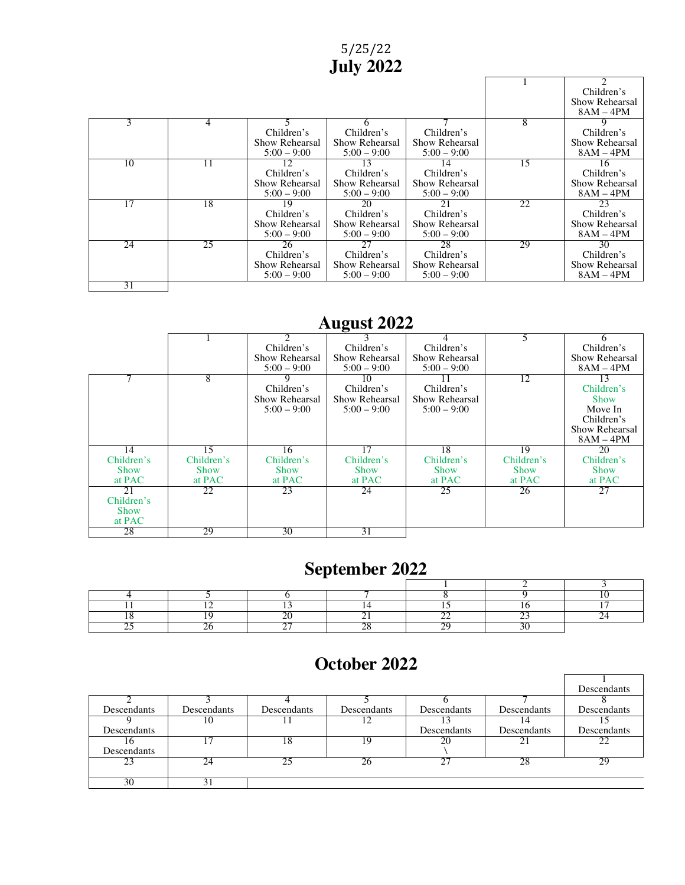5/25/22

# July 2022

| | | | | | | |
|---|---|---|---|---|---|---|
| | | | | | 1 | 2 Children's Show Rehearsal 8AM – 4PM |
| 3 | 4 | 5 Children's Show Rehearsal 5:00 – 9:00 | 6 Children's Show Rehearsal 5:00 – 9:00 | 7 Children's Show Rehearsal 5:00 – 9:00 | 8 | 9 Children's Show Rehearsal 8AM – 4PM |
| 10 | 11 | 12 Children's Show Rehearsal 5:00 – 9:00 | 13 Children's Show Rehearsal 5:00 – 9:00 | 14 Children's Show Rehearsal 5:00 – 9:00 | 15 | 16 Children's Show Rehearsal 8AM – 4PM |
| 17 | 18 | 19 Children's Show Rehearsal 5:00 – 9:00 | 20 Children's Show Rehearsal 5:00 – 9:00 | 21 Children's Show Rehearsal 5:00 – 9:00 | 22 | 23 Children's Show Rehearsal 8AM – 4PM |
| 24 | 25 | 26 Children's Show Rehearsal 5:00 – 9:00 | 27 Children's Show Rehearsal 5:00 – 9:00 | 28 Children's Show Rehearsal 5:00 – 9:00 | 29 | 30 Children's Show Rehearsal 8AM – 4PM |
| 31 | | | | | | |

# August 2022

| | | | | | | |
|---|---|---|---|---|---|---|
| | 1 | 2 Children's Show Rehearsal 5:00 – 9:00 | 3 Children's Show Rehearsal 5:00 – 9:00 | 4 Children's Show Rehearsal 5:00 – 9:00 | 5 | 6 Children's Show Rehearsal 8AM – 4PM |
| 7 | 8 | 9 Children's Show Rehearsal 5:00 – 9:00 | 10 Children's Show Rehearsal 5:00 – 9:00 | 11 Children's Show Rehearsal 5:00 – 9:00 | 12 | 13 Children's Show Move In Children's Show Rehearsal 8AM – 4PM |
| 14 Children's Show at PAC | 15 Children's Show at PAC | 16 Children's Show at PAC | 17 Children's Show at PAC | 18 Children's Show at PAC | 19 Children's Show at PAC | 20 Children's Show at PAC |
| 21 Children's Show at PAC | 22 | 23 | 24 | 25 | 26 | 27 |
| 28 | 29 | 30 | 31 | | | |

# September 2022

| | | | | | | |
|---|---|---|---|---|---|---|
| | | | | 1 | 2 | 3 |
| 4 | 5 | 6 | 7 | 8 | 9 | 10 |
| 11 | 12 | 13 | 14 | 15 | 16 | 17 |
| 18 | 19 | 20 | 21 | 22 | 23 | 24 |
| 25 | 26 | 27 | 28 | 29 | 30 | |

# October 2022

| | | | | | | |
|---|---|---|---|---|---|---|
| | | | | | | 1 Descendants |
| 2 Descendants | 3 Descendants | 4 Descendants | 5 Descendants | 6 Descendants | 7 Descendants | 8 Descendants |
| 9 Descendants | 10 | 11 | 12 | 13 Descendants | 14 Descendants | 15 Descendants |
| 16 Descendants | 17 | 18 | 19 | 20 \ | 21 | 22 |
| 23 | 24 | 25 | 26 | 27 | 28 | 29 |
| 30 | 31 | | | | | |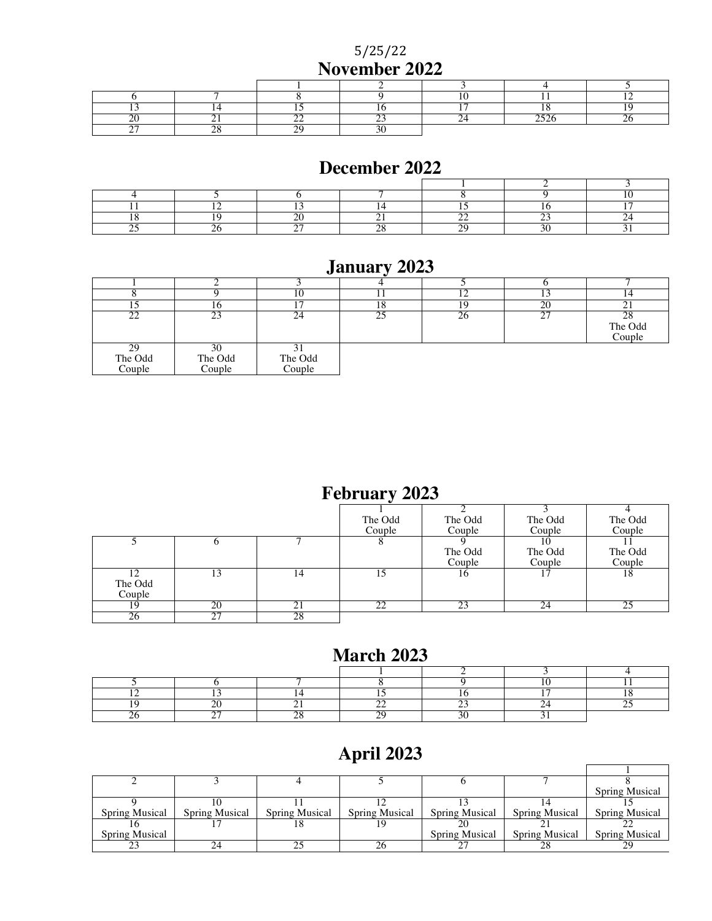5/25/22

## November 2022

| | | | | | | |
|---|---|---|---|---|---|---|
| | | 1 | 2 | 3 | 4 | 5 |
| 6 | 7 | 8 | 9 | 10 | 11 | 12 |
| 13 | 14 | 15 | 16 | 17 | 18 | 19 |
| 20 | 21 | 22 | 23 | 24 | 2526 | 26 |
| 27 | 28 | 29 | 30 | | | |

## December 2022

| | | | | | | |
|---|---|---|---|---|---|---|
| | | | | 1 | 2 | 3 |
| 4 | 5 | 6 | 7 | 8 | 9 | 10 |
| 11 | 12 | 13 | 14 | 15 | 16 | 17 |
| 18 | 19 | 20 | 21 | 22 | 23 | 24 |
| 25 | 26 | 27 | 28 | 29 | 30 | 31 |

## January 2023

| | | | | | | |
|---|---|---|---|---|---|---|
| 1 | 2 | 3 | 4 | 5 | 6 | 7 |
| 8 | 9 | 10 | 11 | 12 | 13 | 14 |
| 15 | 16 | 17 | 18 | 19 | 20 | 21 |
| 22 | 23 | 24 | 25 | 26 | 27 | 28 The Odd Couple |
| 29 The Odd Couple | 30 The Odd Couple | 31 The Odd Couple | | | | |

## February 2023

| | | | | | | |
|---|---|---|---|---|---|---|
| | | | 1 The Odd Couple | 2 The Odd Couple | 3 The Odd Couple | 4 The Odd Couple |
| 5 | 6 | 7 | 8 | 9 The Odd Couple | 10 The Odd Couple | 11 The Odd Couple |
| 12 The Odd Couple | 13 | 14 | 15 | 16 | 17 | 18 |
| 19 | 20 | 21 | 22 | 23 | 24 | 25 |
| 26 | 27 | 28 | | | | |

## March 2023

| | | | | | | |
|---|---|---|---|---|---|---|
| | | | 1 | 2 | 3 | 4 |
| 5 | 6 | 7 | 8 | 9 | 10 | 11 |
| 12 | 13 | 14 | 15 | 16 | 17 | 18 |
| 19 | 20 | 21 | 22 | 23 | 24 | 25 |
| 26 | 27 | 28 | 29 | 30 | 31 | |

## April 2023

| | | | | | | |
|---|---|---|---|---|---|---|
| | | | | | | 1 |
| 2 | 3 | 4 | 5 | 6 | 7 | 8 Spring Musical |
| 9 Spring Musical | 10 Spring Musical | 11 Spring Musical | 12 Spring Musical | 13 Spring Musical | 14 Spring Musical | 15 Spring Musical |
| 16 Spring Musical | 17 | 18 | 19 | 20 Spring Musical | 21 Spring Musical | 22 Spring Musical |
| 23 | 24 | 25 | 26 | 27 | 28 | 29 |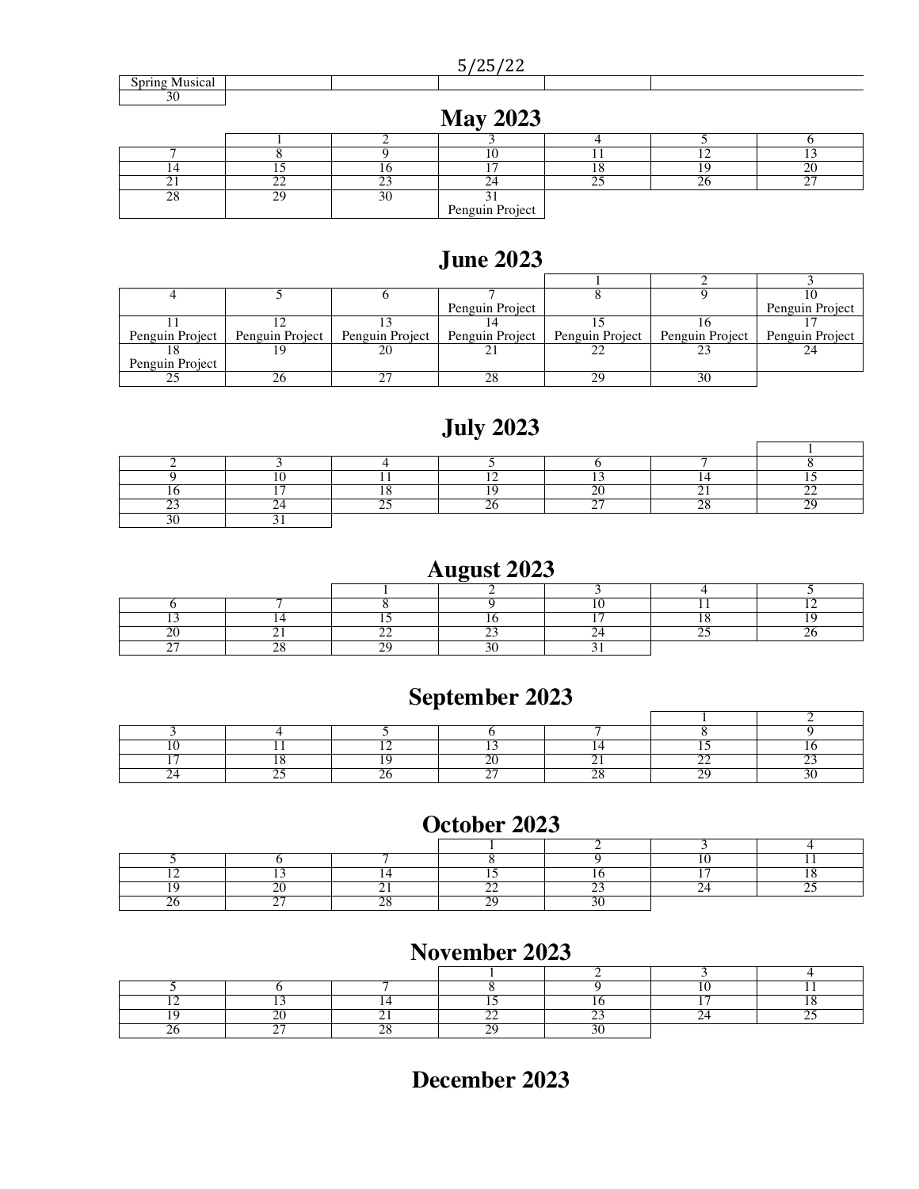| | | | | | | |
|---|---|---|---|---|---|---|
| Spring Musical | | | | | | |
| 30 | | | | | | |

# May 2023

| | | | | | | |
|---|---|---|---|---|---|---|
| | 1 | 2 | 3 | 4 | 5 | 6 |
| 7 | 8 | 9 | 10 | 11 | 12 | 13 |
| 14 | 15 | 16 | 17 | 18 | 19 | 20 |
| 21 | 22 | 23 | 24 | 25 | 26 | 27 |
| 28 | 29 | 30 | 31 Penguin Project | | | |

# June 2023

| | | | | | | |
|---|---|---|---|---|---|---|
| | | | | 1 | 2 | 3 |
| 4 | 5 | 6 | 7 Penguin Project | 8 | 9 | 10 Penguin Project |
| 11 Penguin Project | 12 Penguin Project | 13 Penguin Project | 14 Penguin Project | 15 Penguin Project | 16 Penguin Project | 17 Penguin Project |
| 18 Penguin Project | 19 | 20 | 21 | 22 | 23 | 24 |
| 25 | 26 | 27 | 28 | 29 | 30 | |

# July 2023

| | | | | | | |
|---|---|---|---|---|---|---|
| | | | | | | 1 |
| 2 | 3 | 4 | 5 | 6 | 7 | 8 |
| 9 | 10 | 11 | 12 | 13 | 14 | 15 |
| 16 | 17 | 18 | 19 | 20 | 21 | 22 |
| 23 | 24 | 25 | 26 | 27 | 28 | 29 |
| 30 | 31 | | | | | |

# August 2023

| | | | | | | |
|---|---|---|---|---|---|---|
| | | 1 | 2 | 3 | 4 | 5 |
| 6 | 7 | 8 | 9 | 10 | 11 | 12 |
| 13 | 14 | 15 | 16 | 17 | 18 | 19 |
| 20 | 21 | 22 | 23 | 24 | 25 | 26 |
| 27 | 28 | 29 | 30 | 31 | | |

# September 2023

| | | | | | | |
|---|---|---|---|---|---|---|
| | | | | | 1 | 2 |
| 3 | 4 | 5 | 6 | 7 | 8 | 9 |
| 10 | 11 | 12 | 13 | 14 | 15 | 16 |
| 17 | 18 | 19 | 20 | 21 | 22 | 23 |
| 24 | 25 | 26 | 27 | 28 | 29 | 30 |

# October 2023

| | | | | | | |
|---|---|---|---|---|---|---|
| | | | 1 | 2 | 3 | 4 |
| 5 | 6 | 7 | 8 | 9 | 10 | 11 |
| 12 | 13 | 14 | 15 | 16 | 17 | 18 |
| 19 | 20 | 21 | 22 | 23 | 24 | 25 |
| 26 | 27 | 28 | 29 | 30 | | |

# November 2023

| | | | | | | |
|---|---|---|---|---|---|---|
| | | | 1 | 2 | 3 | 4 |
| 5 | 6 | 7 | 8 | 9 | 10 | 11 |
| 12 | 13 | 14 | 15 | 16 | 17 | 18 |
| 19 | 20 | 21 | 22 | 23 | 24 | 25 |
| 26 | 27 | 28 | 29 | 30 | | |

# December 2023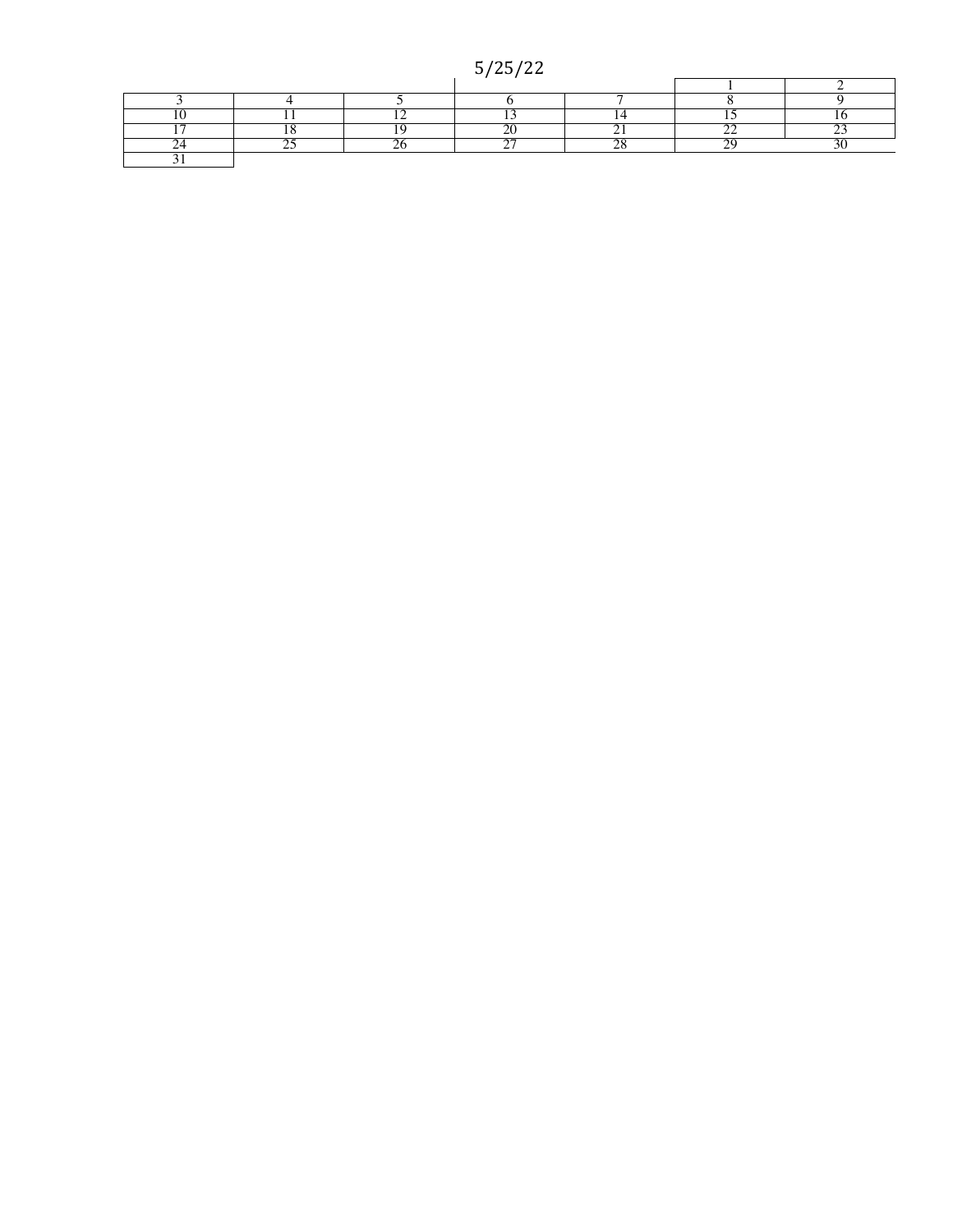5/25/22

| | | | | | | |
|---|---|---|---|---|---|---|
| | | | | | 1 | 2 |
| 3 | 4 | 5 | 6 | 7 | 8 | 9 |
| 10 | 11 | 12 | 13 | 14 | 15 | 16 |
| 17 | 18 | 19 | 20 | 21 | 22 | 23 |
| 24 | 25 | 26 | 27 | 28 | 29 | 30 |
| 31 | | | | | | |